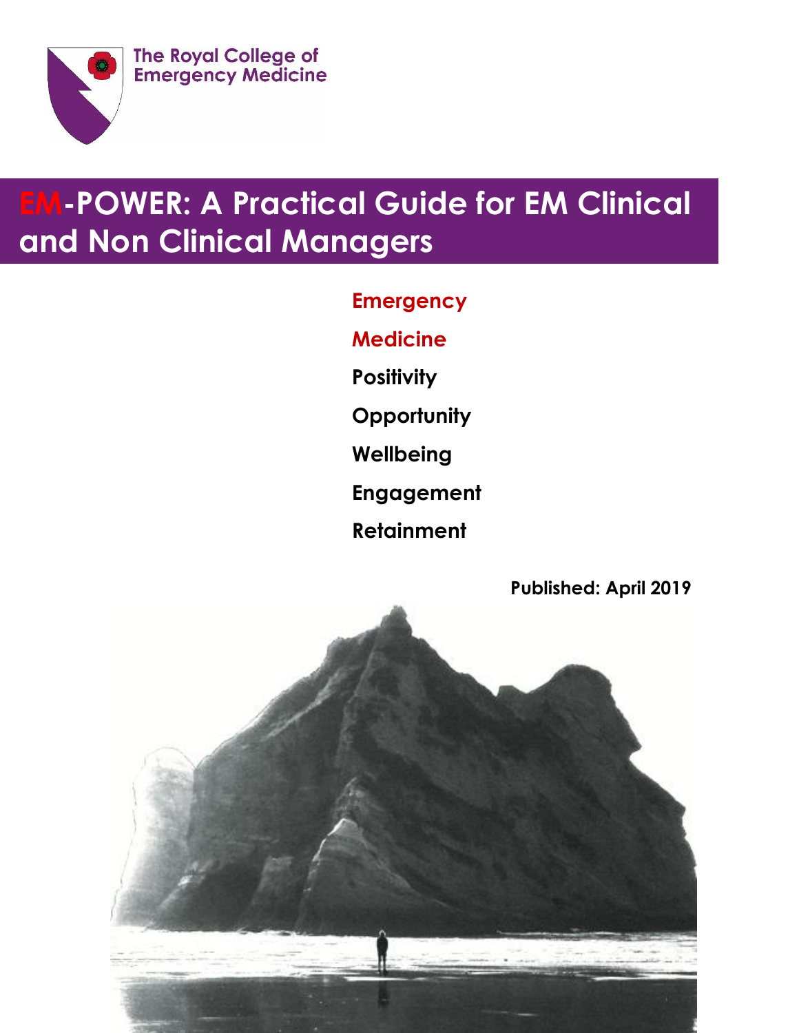The Royal College of Emergency Medicine

# EM-POWER: A Practical Guide for EM Clinical and Non Clinical Managers

**Emergency**

**Medicine**

**Positivity**

**Opportunity**

**Wellbeing**

**Engagement**

**Retainment**

**Published: April 2019**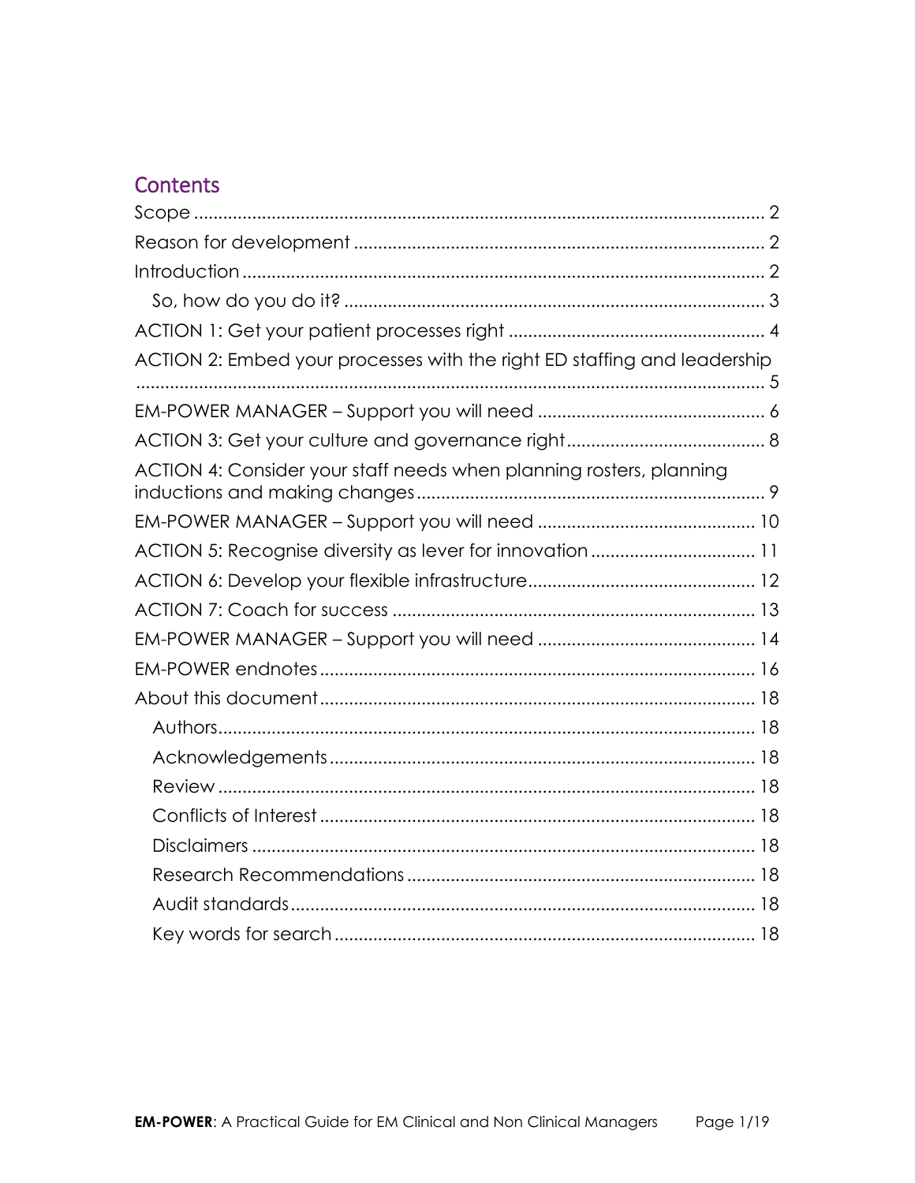## Contents

- Scope ........ 2
- Reason for development ........ 2
- Introduction ........ 2
  - So, how do you do it? ........ 3
- ACTION 1: Get your patient processes right ........ 4
- ACTION 2: Embed your processes with the right ED staffing and leadership ........ 5
- EM-POWER MANAGER – Support you will need ........ 6
- ACTION 3: Get your culture and governance right ........ 8
- ACTION 4: Consider your staff needs when planning rosters, planning inductions and making changes ........ 9
- EM-POWER MANAGER – Support you will need ........ 10
- ACTION 5: Recognise diversity as lever for innovation ........ 11
- ACTION 6: Develop your flexible infrastructure ........ 12
- ACTION 7: Coach for success ........ 13
- EM-POWER MANAGER – Support you will need ........ 14
- EM-POWER endnotes ........ 16
- About this document ........ 18
  - Authors ........ 18
  - Acknowledgements ........ 18
  - Review ........ 18
  - Conflicts of Interest ........ 18
  - Disclaimers ........ 18
  - Research Recommendations ........ 18
  - Audit standards ........ 18
  - Key words for search ........ 18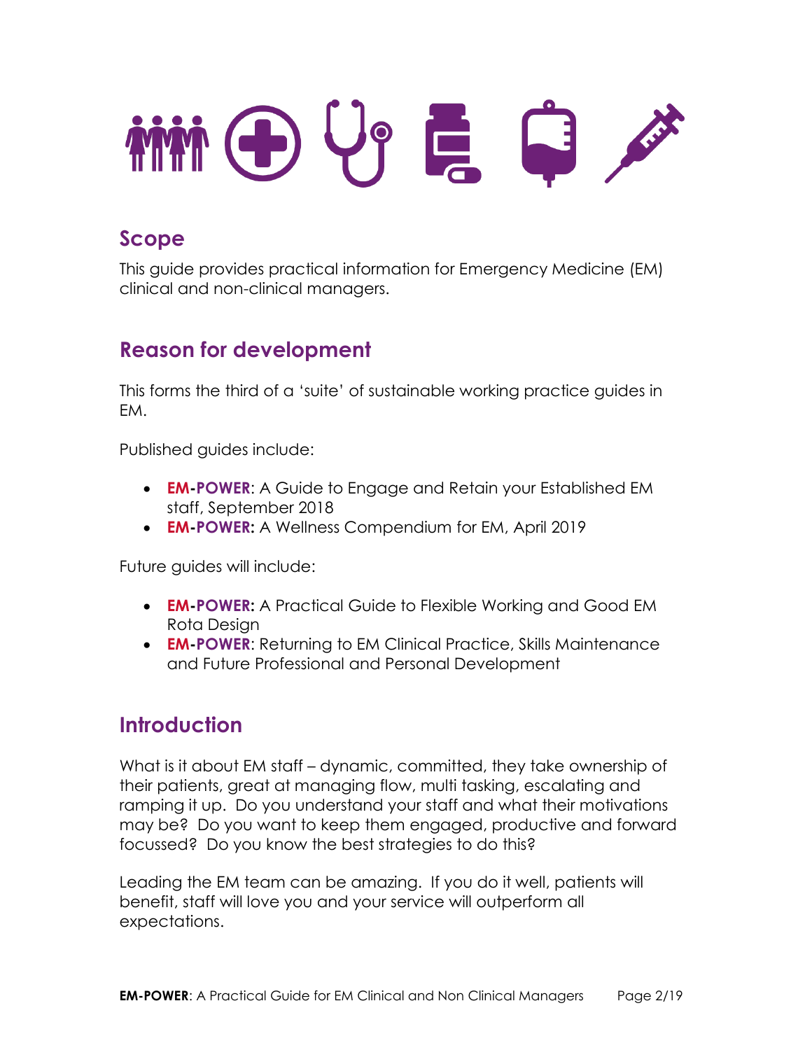## Scope

This guide provides practical information for Emergency Medicine (EM) clinical and non-clinical managers.

## Reason for development

This forms the third of a 'suite' of sustainable working practice guides in EM.

Published guides include:

- **EM-POWER**: A Guide to Engage and Retain your Established EM staff, September 2018
- **EM-POWER:** A Wellness Compendium for EM, April 2019

Future guides will include:

- **EM-POWER:** A Practical Guide to Flexible Working and Good EM Rota Design
- **EM-POWER**: Returning to EM Clinical Practice, Skills Maintenance and Future Professional and Personal Development

## Introduction

What is it about EM staff – dynamic, committed, they take ownership of their patients, great at managing flow, multi tasking, escalating and ramping it up. Do you understand your staff and what their motivations may be? Do you want to keep them engaged, productive and forward focussed? Do you know the best strategies to do this?

Leading the EM team can be amazing. If you do it well, patients will benefit, staff will love you and your service will outperform all expectations.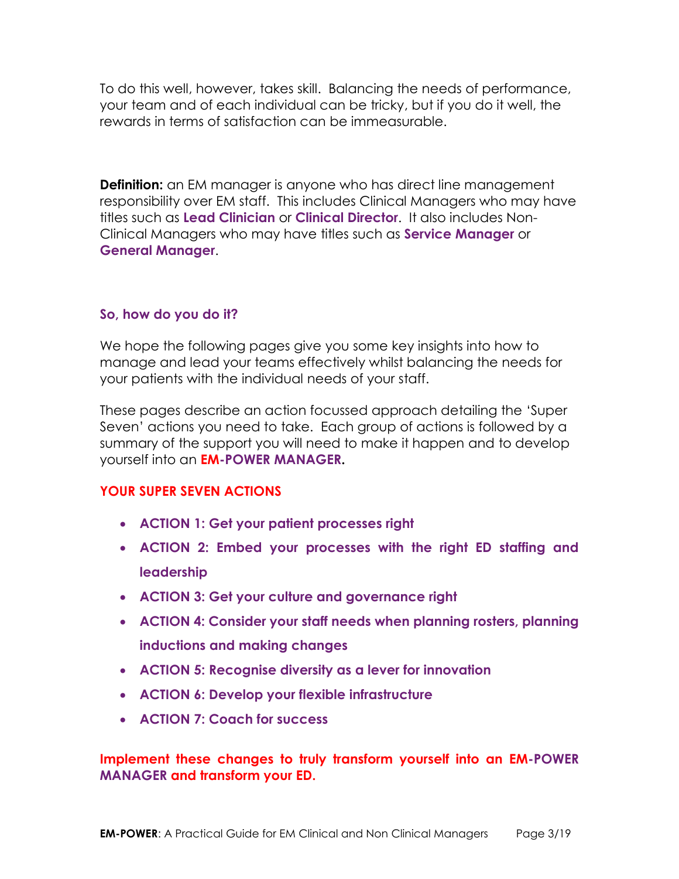To do this well, however, takes skill. Balancing the needs of performance, your team and of each individual can be tricky, but if you do it well, the rewards in terms of satisfaction can be immeasurable.

**Definition:** an EM manager is anyone who has direct line management responsibility over EM staff. This includes Clinical Managers who may have titles such as **Lead Clinician** or **Clinical Director**. It also includes Non-Clinical Managers who may have titles such as **Service Manager** or **General Manager**.

### So, how do you do it?

We hope the following pages give you some key insights into how to manage and lead your teams effectively whilst balancing the needs for your patients with the individual needs of your staff.

These pages describe an action focussed approach detailing the 'Super Seven' actions you need to take. Each group of actions is followed by a summary of the support you will need to make it happen and to develop yourself into an **EM-POWER MANAGER.**

### YOUR SUPER SEVEN ACTIONS

- **ACTION 1: Get your patient processes right**
- **ACTION 2: Embed your processes with the right ED staffing and leadership**
- **ACTION 3: Get your culture and governance right**
- **ACTION 4: Consider your staff needs when planning rosters, planning inductions and making changes**
- **ACTION 5: Recognise diversity as a lever for innovation**
- **ACTION 6: Develop your flexible infrastructure**
- **ACTION 7: Coach for success**

**Implement these changes to truly transform yourself into an EM-POWER MANAGER and transform your ED.**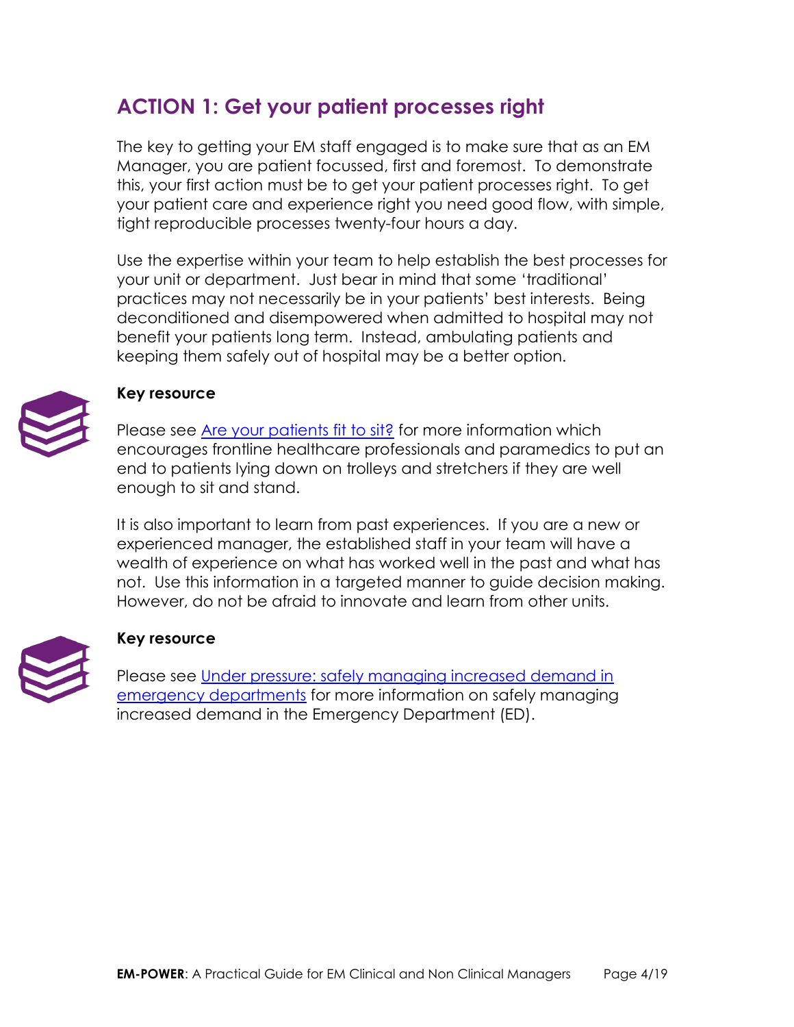## ACTION 1: Get your patient processes right

The key to getting your EM staff engaged is to make sure that as an EM Manager, you are patient focussed, first and foremost. To demonstrate this, your first action must be to get your patient processes right. To get your patient care and experience right you need good flow, with simple, tight reproducible processes twenty-four hours a day.

Use the expertise within your team to help establish the best processes for your unit or department. Just bear in mind that some 'traditional' practices may not necessarily be in your patients' best interests. Being deconditioned and disempowered when admitted to hospital may not benefit your patients long term. Instead, ambulating patients and keeping them safely out of hospital may be a better option.

**Key resource**

Please see Are your patients fit to sit? for more information which encourages frontline healthcare professionals and paramedics to put an end to patients lying down on trolleys and stretchers if they are well enough to sit and stand.

It is also important to learn from past experiences. If you are a new or experienced manager, the established staff in your team will have a wealth of experience on what has worked well in the past and what has not. Use this information in a targeted manner to guide decision making. However, do not be afraid to innovate and learn from other units.

**Key resource**

Please see Under pressure: safely managing increased demand in emergency departments for more information on safely managing increased demand in the Emergency Department (ED).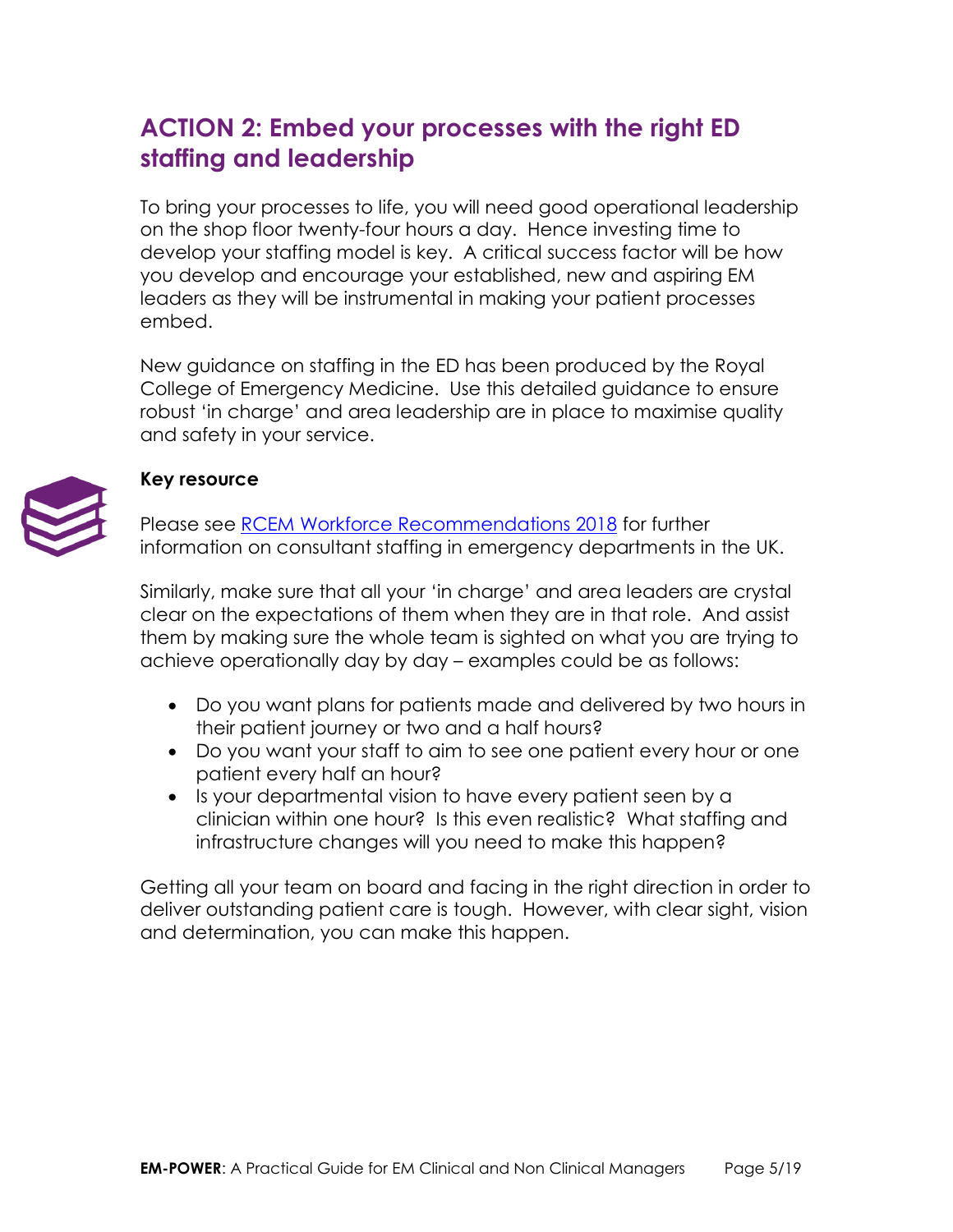## ACTION 2: Embed your processes with the right ED staffing and leadership

To bring your processes to life, you will need good operational leadership on the shop floor twenty-four hours a day. Hence investing time to develop your staffing model is key. A critical success factor will be how you develop and encourage your established, new and aspiring EM leaders as they will be instrumental in making your patient processes embed.

New guidance on staffing in the ED has been produced by the Royal College of Emergency Medicine. Use this detailed guidance to ensure robust 'in charge' and area leadership are in place to maximise quality and safety in your service.

**Key resource**

Please see [RCEM Workforce Recommendations 2018]() for further information on consultant staffing in emergency departments in the UK.

Similarly, make sure that all your 'in charge' and area leaders are crystal clear on the expectations of them when they are in that role. And assist them by making sure the whole team is sighted on what you are trying to achieve operationally day by day – examples could be as follows:

- Do you want plans for patients made and delivered by two hours in their patient journey or two and a half hours?
- Do you want your staff to aim to see one patient every hour or one patient every half an hour?
- Is your departmental vision to have every patient seen by a clinician within one hour? Is this even realistic? What staffing and infrastructure changes will you need to make this happen?

Getting all your team on board and facing in the right direction in order to deliver outstanding patient care is tough. However, with clear sight, vision and determination, you can make this happen.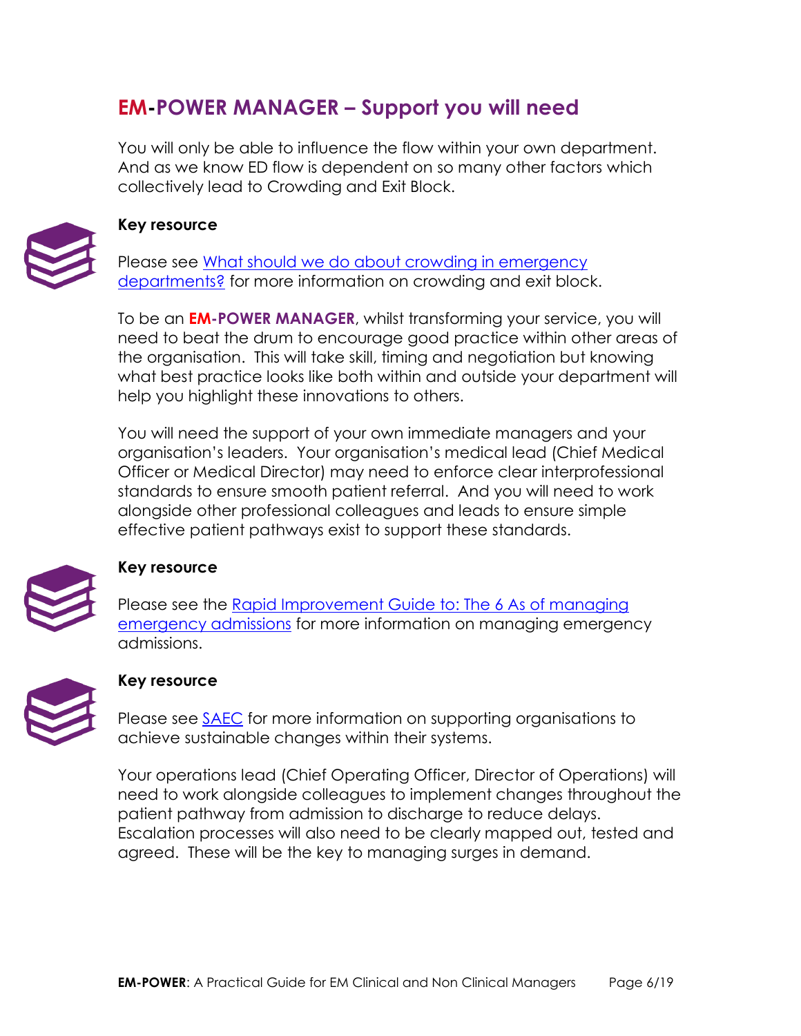## **EM-POWER MANAGER – Support you will need**

You will only be able to influence the flow within your own department. And as we know ED flow is dependent on so many other factors which collectively lead to Crowding and Exit Block.

**Key resource**

Please see What should we do about crowding in emergency departments? for more information on crowding and exit block.

To be an **EM-POWER MANAGER**, whilst transforming your service, you will need to beat the drum to encourage good practice within other areas of the organisation. This will take skill, timing and negotiation but knowing what best practice looks like both within and outside your department will help you highlight these innovations to others.

You will need the support of your own immediate managers and your organisation's leaders. Your organisation's medical lead (Chief Medical Officer or Medical Director) may need to enforce clear interprofessional standards to ensure smooth patient referral. And you will need to work alongside other professional colleagues and leads to ensure simple effective patient pathways exist to support these standards.

**Key resource**

Please see the Rapid Improvement Guide to: The 6 As of managing emergency admissions for more information on managing emergency admissions.

**Key resource**

Please see SAEC for more information on supporting organisations to achieve sustainable changes within their systems.

Your operations lead (Chief Operating Officer, Director of Operations) will need to work alongside colleagues to implement changes throughout the patient pathway from admission to discharge to reduce delays. Escalation processes will also need to be clearly mapped out, tested and agreed. These will be the key to managing surges in demand.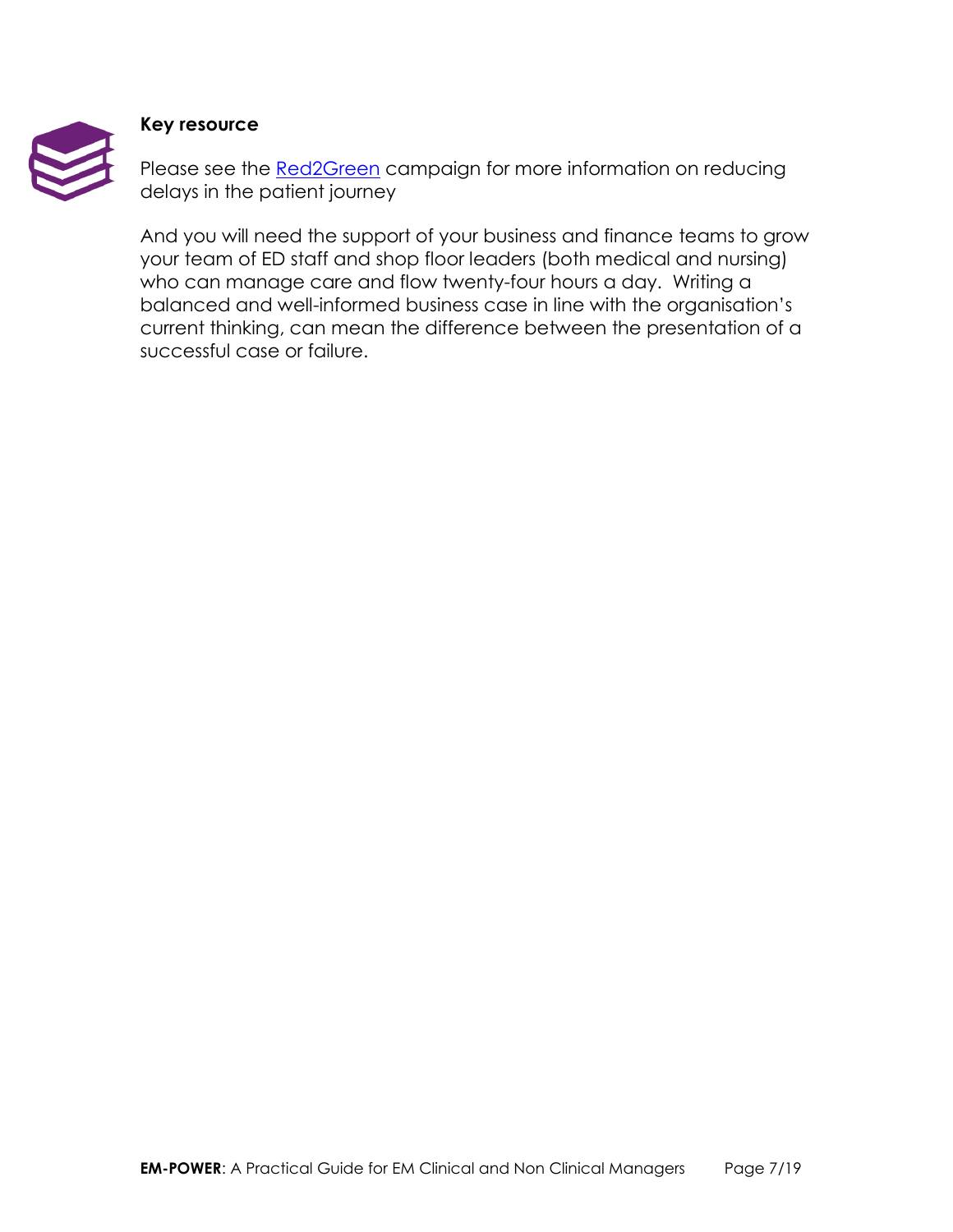**Key resource**

Please see the [Red2Green](Red2Green) campaign for more information on reducing delays in the patient journey

And you will need the support of your business and finance teams to grow your team of ED staff and shop floor leaders (both medical and nursing) who can manage care and flow twenty-four hours a day. Writing a balanced and well-informed business case in line with the organisation's current thinking, can mean the difference between the presentation of a successful case or failure.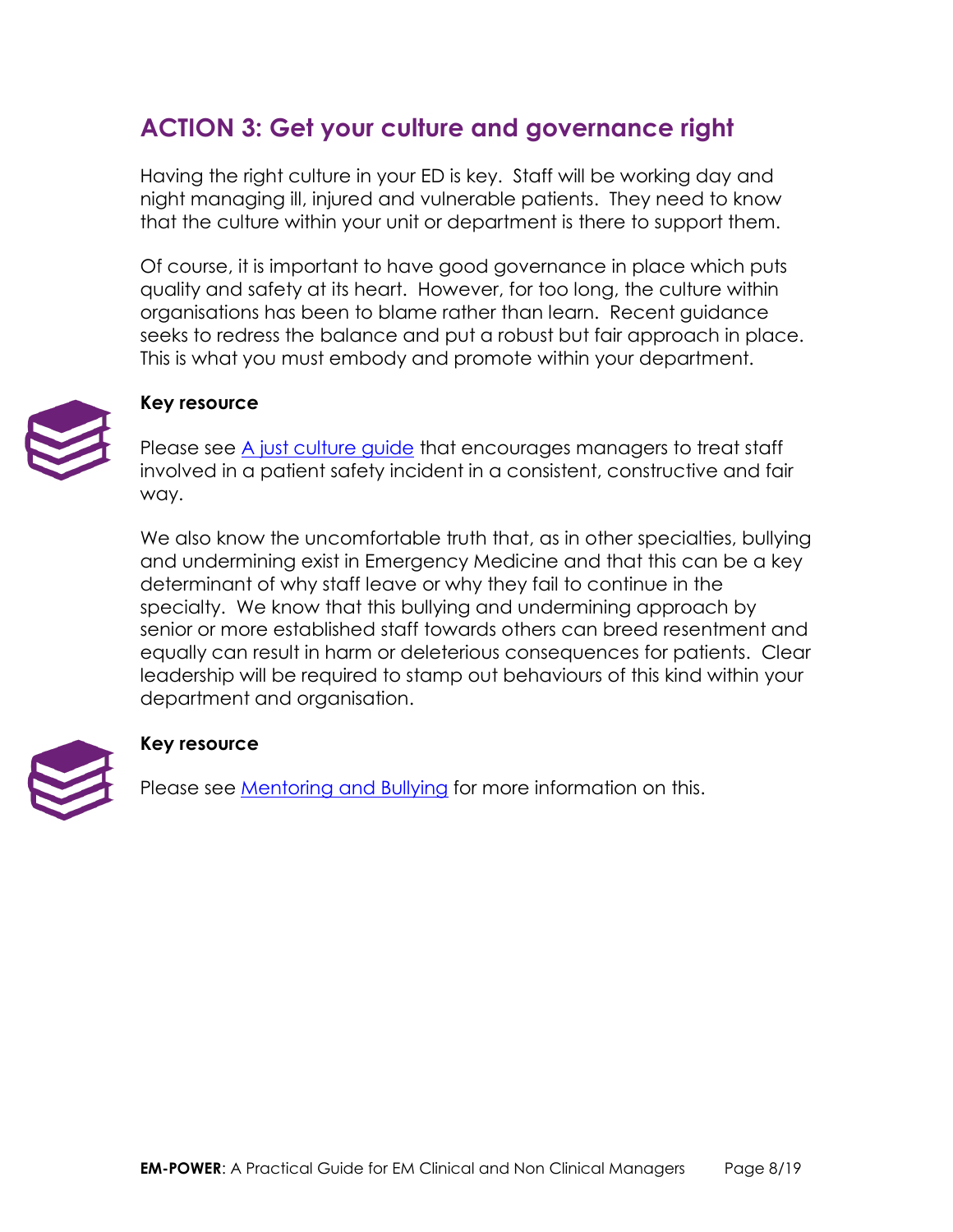## ACTION 3: Get your culture and governance right

Having the right culture in your ED is key. Staff will be working day and night managing ill, injured and vulnerable patients. They need to know that the culture within your unit or department is there to support them.

Of course, it is important to have good governance in place which puts quality and safety at its heart. However, for too long, the culture within organisations has been to blame rather than learn. Recent guidance seeks to redress the balance and put a robust but fair approach in place. This is what you must embody and promote within your department.

**Key resource**

Please see [A just culture guide]() that encourages managers to treat staff involved in a patient safety incident in a consistent, constructive and fair way.

We also know the uncomfortable truth that, as in other specialties, bullying and undermining exist in Emergency Medicine and that this can be a key determinant of why staff leave or why they fail to continue in the specialty. We know that this bullying and undermining approach by senior or more established staff towards others can breed resentment and equally can result in harm or deleterious consequences for patients. Clear leadership will be required to stamp out behaviours of this kind within your department and organisation.

**Key resource**

Please see [Mentoring and Bullying]() for more information on this.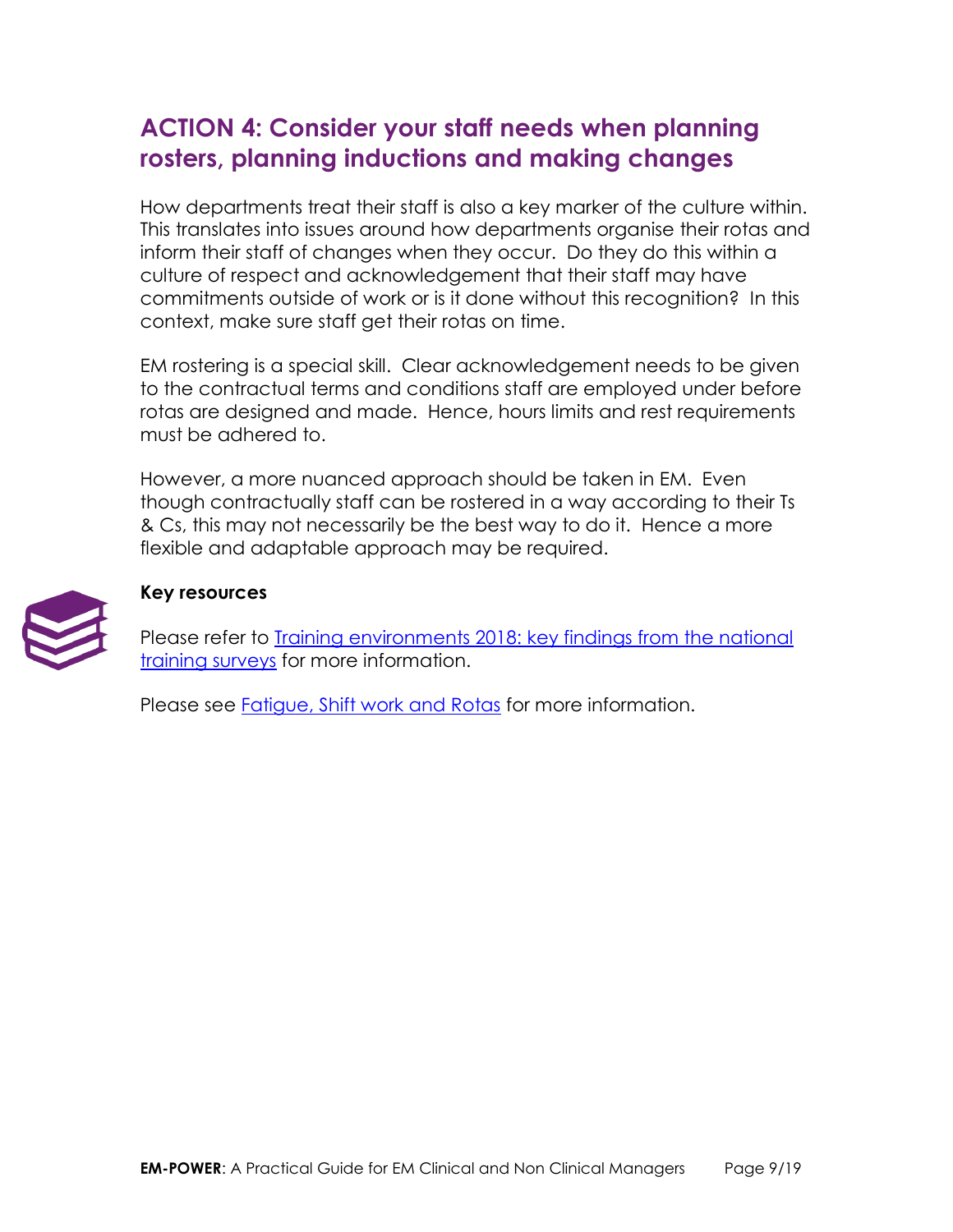## ACTION 4: Consider your staff needs when planning rosters, planning inductions and making changes

How departments treat their staff is also a key marker of the culture within. This translates into issues around how departments organise their rotas and inform their staff of changes when they occur. Do they do this within a culture of respect and acknowledgement that their staff may have commitments outside of work or is it done without this recognition? In this context, make sure staff get their rotas on time.

EM rostering is a special skill. Clear acknowledgement needs to be given to the contractual terms and conditions staff are employed under before rotas are designed and made. Hence, hours limits and rest requirements must be adhered to.

However, a more nuanced approach should be taken in EM. Even though contractually staff can be rostered in a way according to their Ts & Cs, this may not necessarily be the best way to do it. Hence a more flexible and adaptable approach may be required.

**Key resources**

Please refer to Training environments 2018: key findings from the national training surveys for more information.

Please see Fatigue, Shift work and Rotas for more information.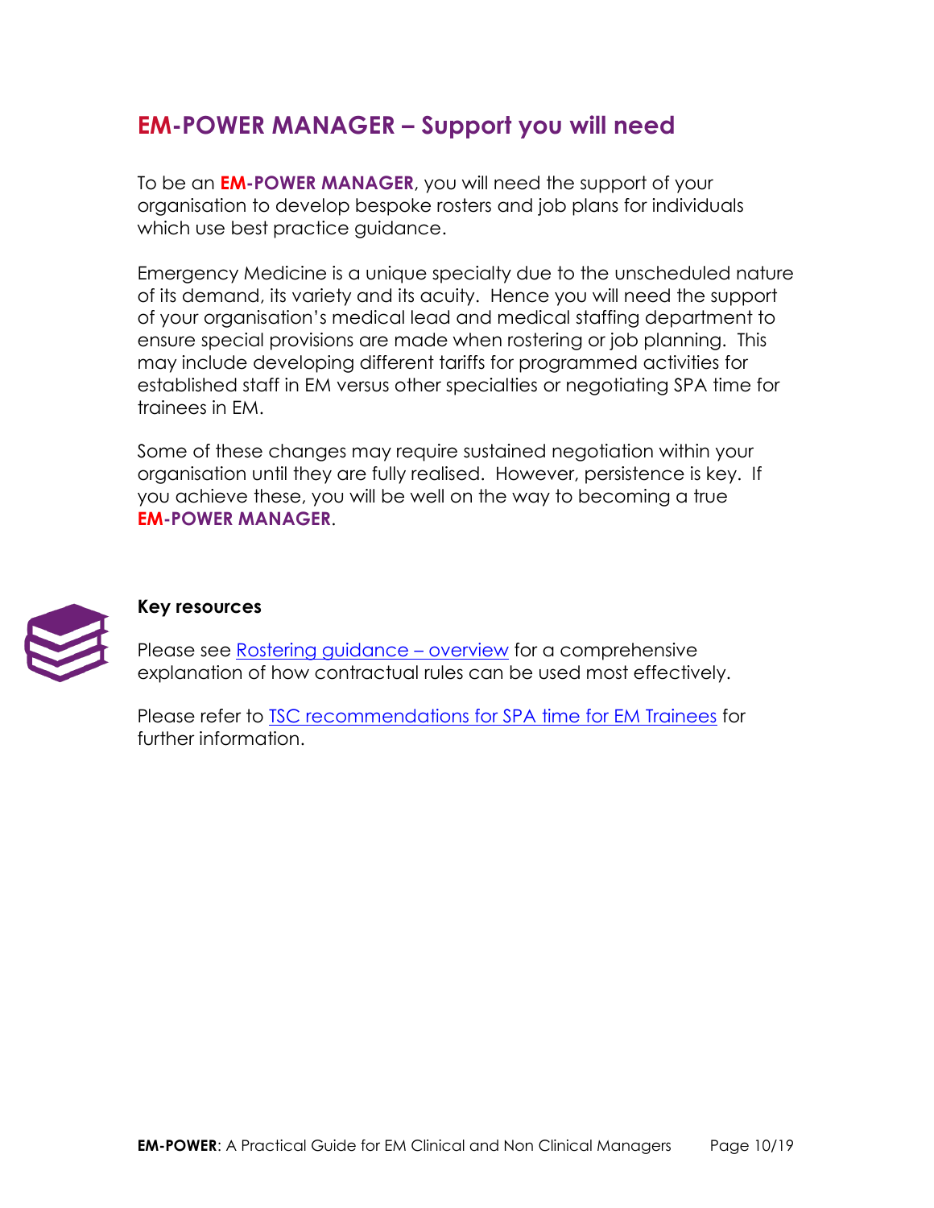## EM-POWER MANAGER – Support you will need

To be an **EM-POWER MANAGER**, you will need the support of your organisation to develop bespoke rosters and job plans for individuals which use best practice guidance.

Emergency Medicine is a unique specialty due to the unscheduled nature of its demand, its variety and its acuity. Hence you will need the support of your organisation's medical lead and medical staffing department to ensure special provisions are made when rostering or job planning. This may include developing different tariffs for programmed activities for established staff in EM versus other specialties or negotiating SPA time for trainees in EM.

Some of these changes may require sustained negotiation within your organisation until they are fully realised. However, persistence is key. If you achieve these, you will be well on the way to becoming a true **EM-POWER MANAGER**.

**Key resources**

Please see Rostering guidance – overview for a comprehensive explanation of how contractual rules can be used most effectively.

Please refer to TSC recommendations for SPA time for EM Trainees for further information.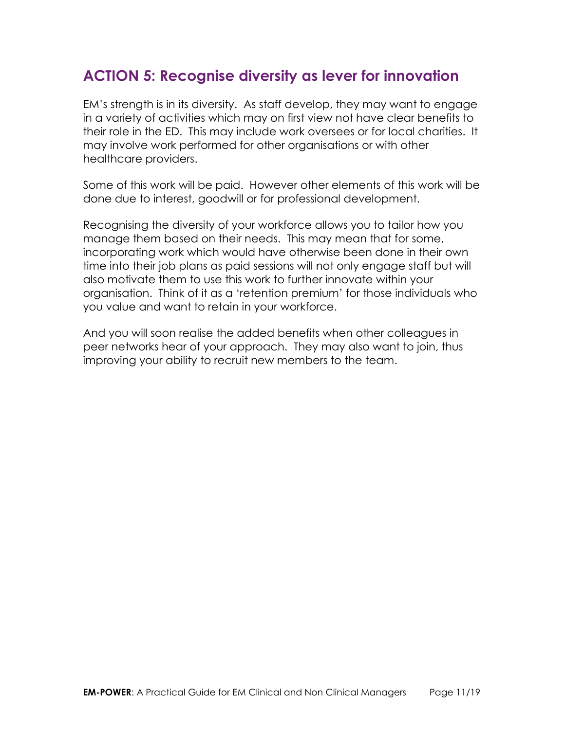## ACTION 5: Recognise diversity as lever for innovation

EM's strength is in its diversity. As staff develop, they may want to engage in a variety of activities which may on first view not have clear benefits to their role in the ED. This may include work oversees or for local charities. It may involve work performed for other organisations or with other healthcare providers.

Some of this work will be paid. However other elements of this work will be done due to interest, goodwill or for professional development.

Recognising the diversity of your workforce allows you to tailor how you manage them based on their needs. This may mean that for some, incorporating work which would have otherwise been done in their own time into their job plans as paid sessions will not only engage staff but will also motivate them to use this work to further innovate within your organisation. Think of it as a 'retention premium' for those individuals who you value and want to retain in your workforce.

And you will soon realise the added benefits when other colleagues in peer networks hear of your approach. They may also want to join, thus improving your ability to recruit new members to the team.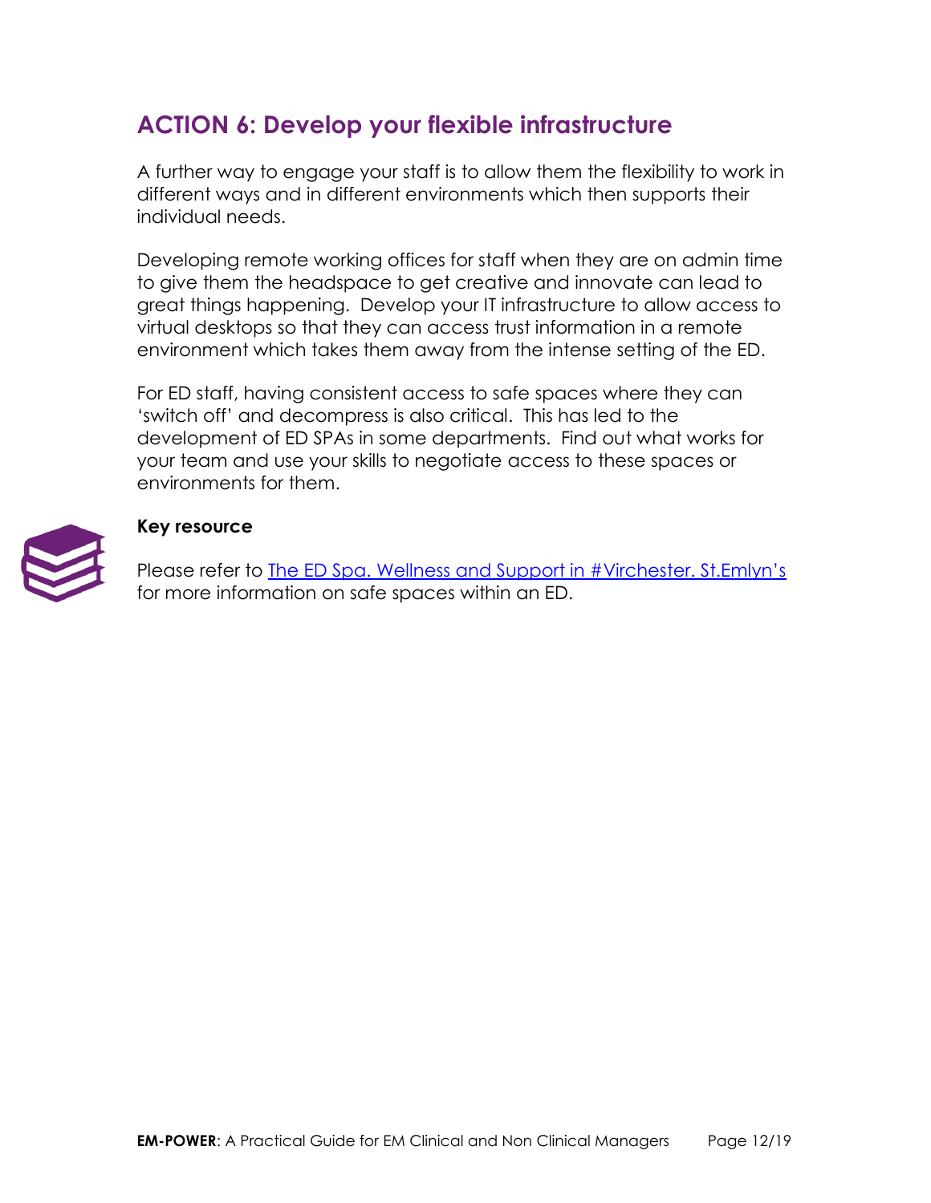## ACTION 6: Develop your flexible infrastructure

A further way to engage your staff is to allow them the flexibility to work in different ways and in different environments which then supports their individual needs.

Developing remote working offices for staff when they are on admin time to give them the headspace to get creative and innovate can lead to great things happening. Develop your IT infrastructure to allow access to virtual desktops so that they can access trust information in a remote environment which takes them away from the intense setting of the ED.

For ED staff, having consistent access to safe spaces where they can 'switch off' and decompress is also critical. This has led to the development of ED SPAs in some departments. Find out what works for your team and use your skills to negotiate access to these spaces or environments for them.

**Key resource**

Please refer to The ED Spa. Wellness and Support in #Virchester. St.Emlyn's for more information on safe spaces within an ED.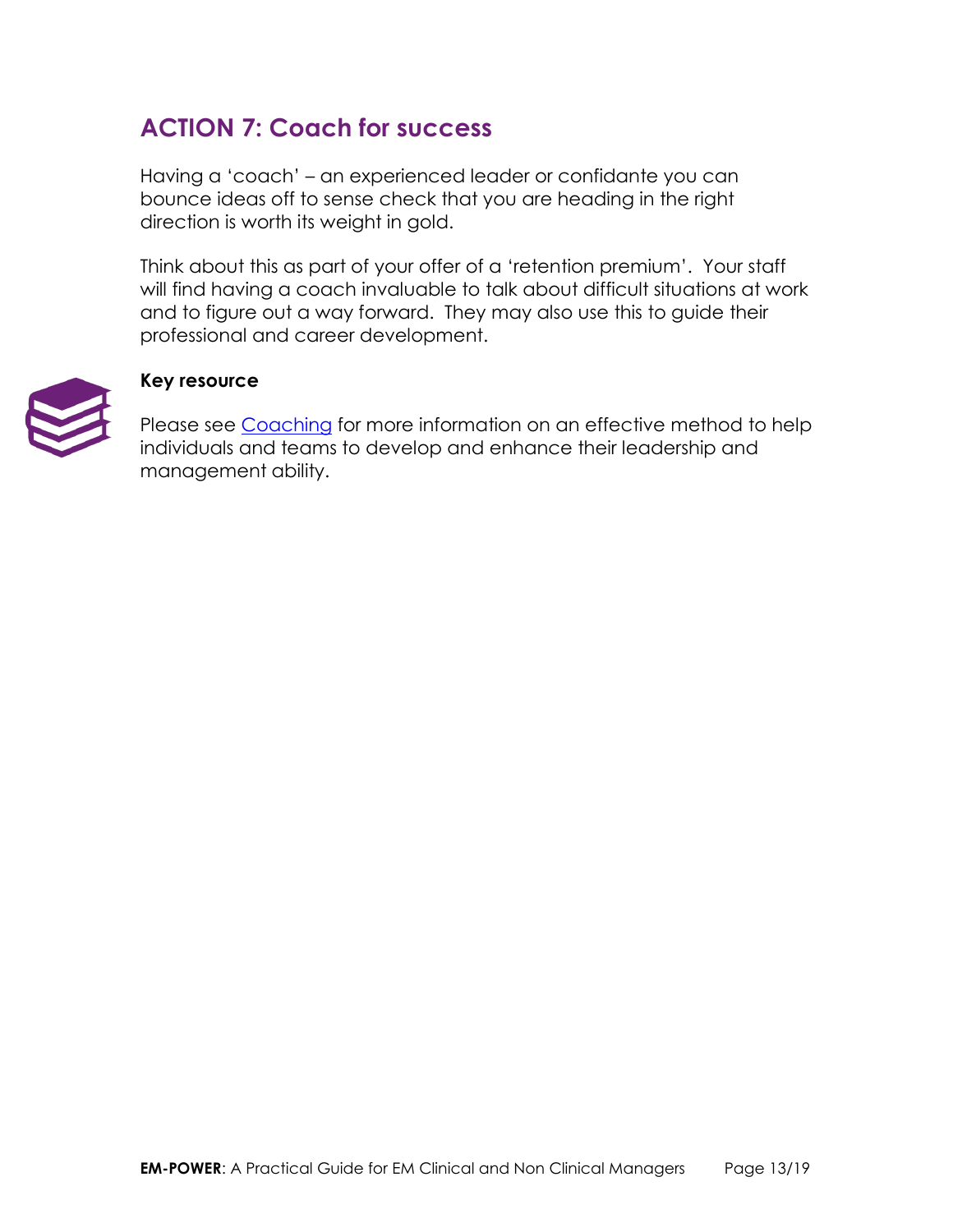## ACTION 7: Coach for success

Having a 'coach' – an experienced leader or confidante you can bounce ideas off to sense check that you are heading in the right direction is worth its weight in gold.

Think about this as part of your offer of a 'retention premium'. Your staff will find having a coach invaluable to talk about difficult situations at work and to figure out a way forward. They may also use this to guide their professional and career development.

**Key resource**

Please see Coaching for more information on an effective method to help individuals and teams to develop and enhance their leadership and management ability.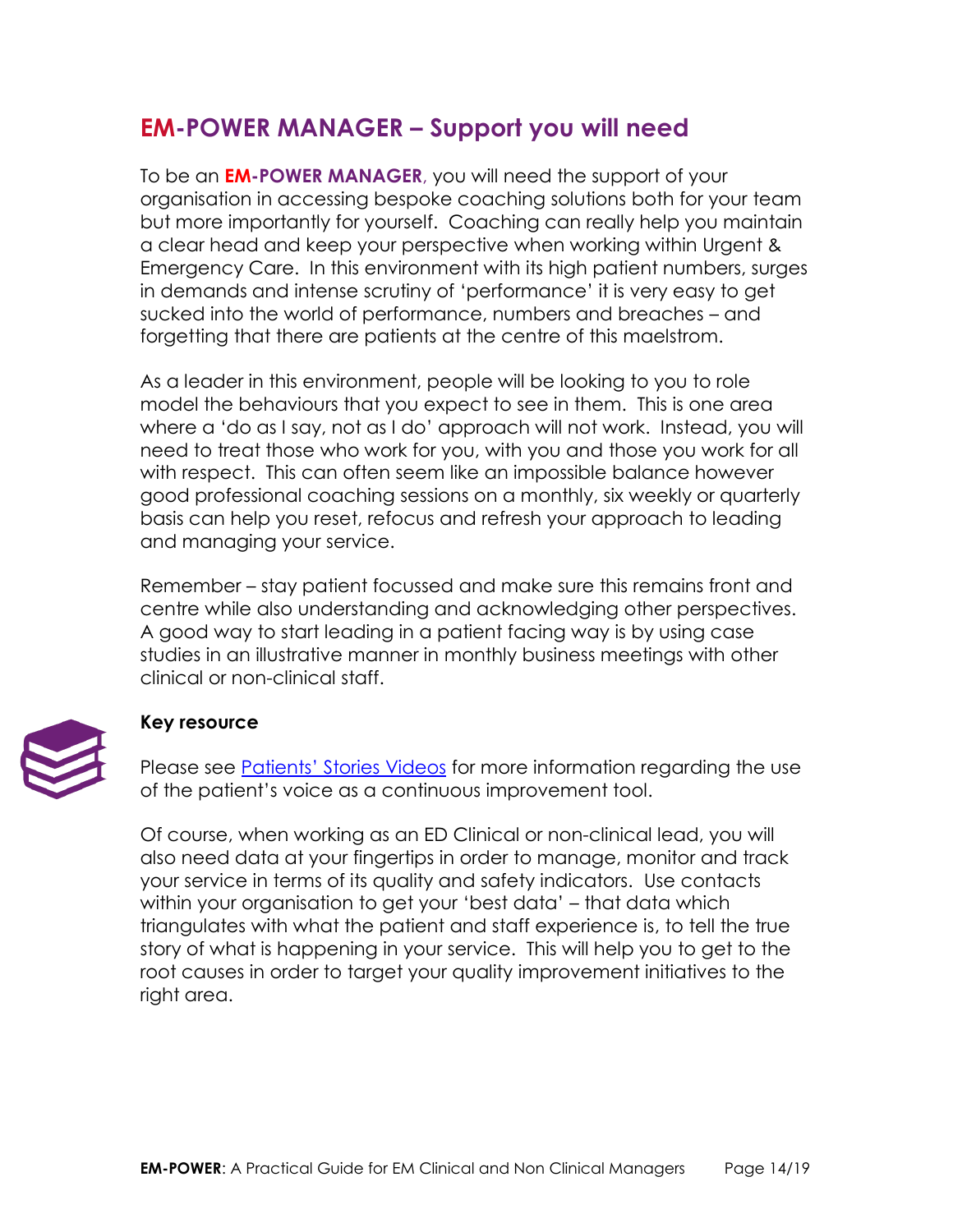## EM-POWER MANAGER – Support you will need

To be an **EM-POWER MANAGER**, you will need the support of your organisation in accessing bespoke coaching solutions both for your team but more importantly for yourself. Coaching can really help you maintain a clear head and keep your perspective when working within Urgent & Emergency Care. In this environment with its high patient numbers, surges in demands and intense scrutiny of 'performance' it is very easy to get sucked into the world of performance, numbers and breaches – and forgetting that there are patients at the centre of this maelstrom.

As a leader in this environment, people will be looking to you to role model the behaviours that you expect to see in them. This is one area where a 'do as I say, not as I do' approach will not work. Instead, you will need to treat those who work for you, with you and those you work for all with respect. This can often seem like an impossible balance however good professional coaching sessions on a monthly, six weekly or quarterly basis can help you reset, refocus and refresh your approach to leading and managing your service.

Remember – stay patient focussed and make sure this remains front and centre while also understanding and acknowledging other perspectives. A good way to start leading in a patient facing way is by using case studies in an illustrative manner in monthly business meetings with other clinical or non-clinical staff.

**Key resource**

Please see Patients' Stories Videos for more information regarding the use of the patient's voice as a continuous improvement tool.

Of course, when working as an ED Clinical or non-clinical lead, you will also need data at your fingertips in order to manage, monitor and track your service in terms of its quality and safety indicators. Use contacts within your organisation to get your 'best data' – that data which triangulates with what the patient and staff experience is, to tell the true story of what is happening in your service. This will help you to get to the root causes in order to target your quality improvement initiatives to the right area.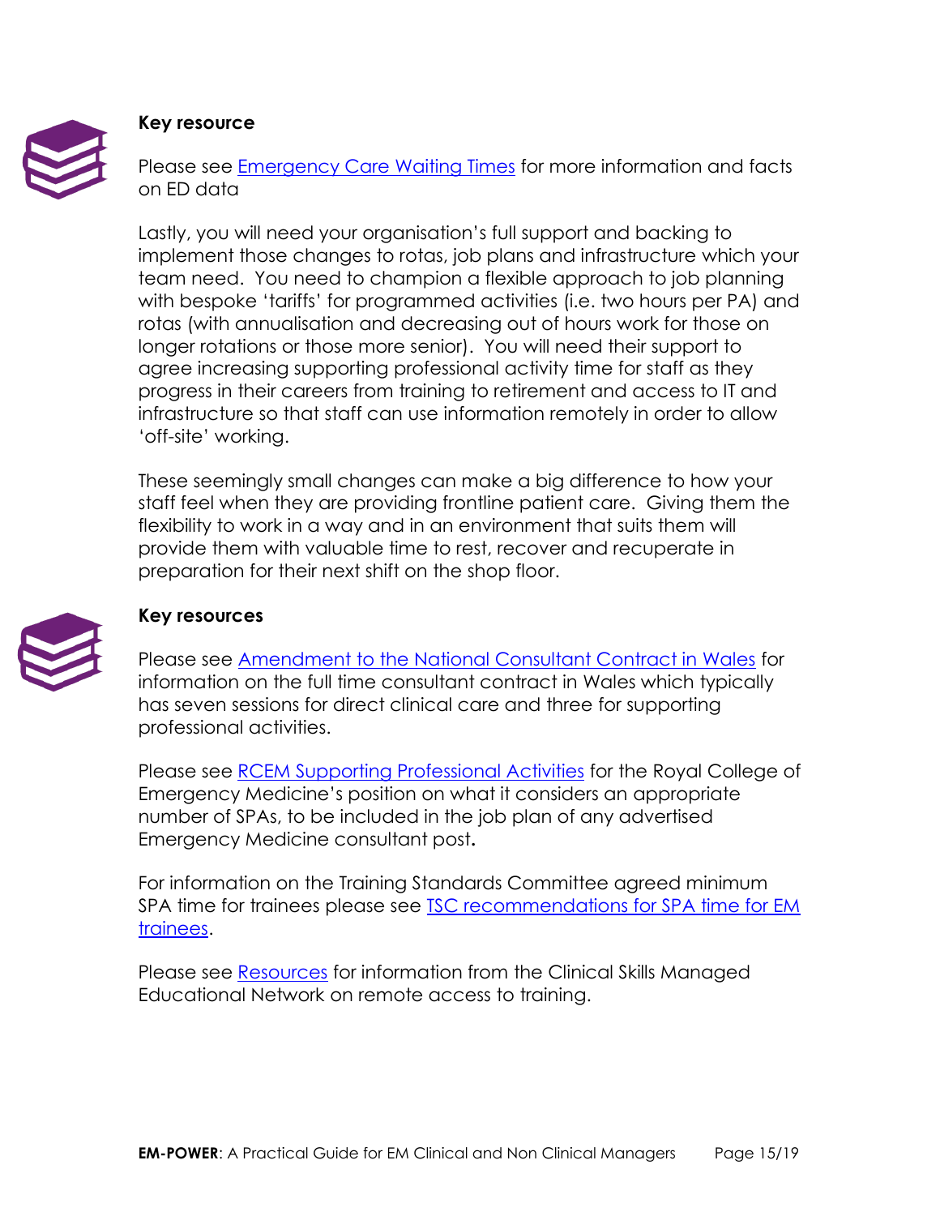**Key resource**

Please see Emergency Care Waiting Times for more information and facts on ED data

Lastly, you will need your organisation's full support and backing to implement those changes to rotas, job plans and infrastructure which your team need. You need to champion a flexible approach to job planning with bespoke 'tariffs' for programmed activities (i.e. two hours per PA) and rotas (with annualisation and decreasing out of hours work for those on longer rotations or those more senior). You will need their support to agree increasing supporting professional activity time for staff as they progress in their careers from training to retirement and access to IT and infrastructure so that staff can use information remotely in order to allow 'off-site' working.

These seemingly small changes can make a big difference to how your staff feel when they are providing frontline patient care. Giving them the flexibility to work in a way and in an environment that suits them will provide them with valuable time to rest, recover and recuperate in preparation for their next shift on the shop floor.

**Key resources**

Please see Amendment to the National Consultant Contract in Wales for information on the full time consultant contract in Wales which typically has seven sessions for direct clinical care and three for supporting professional activities.

Please see RCEM Supporting Professional Activities for the Royal College of Emergency Medicine's position on what it considers an appropriate number of SPAs, to be included in the job plan of any advertised Emergency Medicine consultant post**.**

For information on the Training Standards Committee agreed minimum SPA time for trainees please see TSC recommendations for SPA time for EM trainees.

Please see Resources for information from the Clinical Skills Managed Educational Network on remote access to training.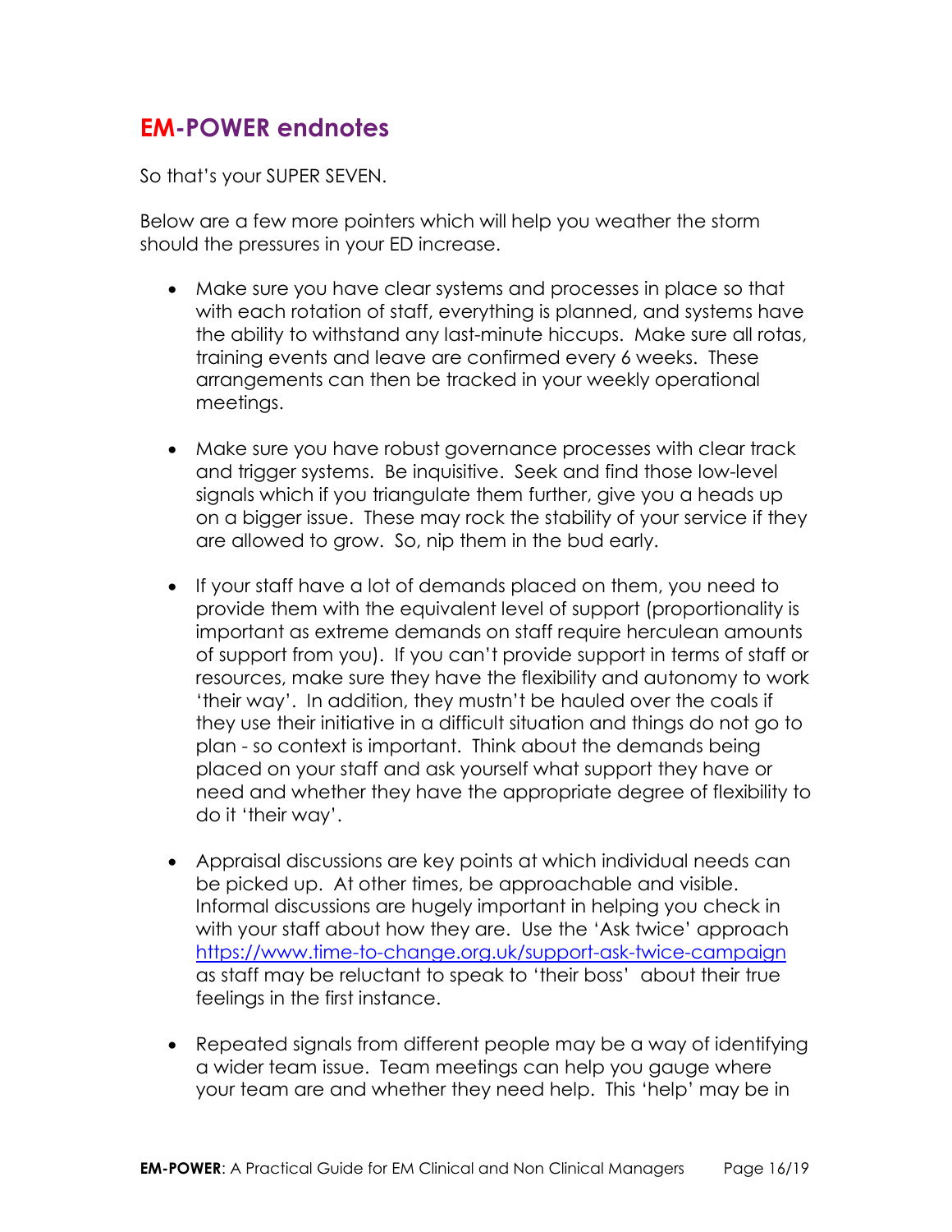## EM-POWER endnotes

So that's your SUPER SEVEN.

Below are a few more pointers which will help you weather the storm should the pressures in your ED increase.

- Make sure you have clear systems and processes in place so that with each rotation of staff, everything is planned, and systems have the ability to withstand any last-minute hiccups. Make sure all rotas, training events and leave are confirmed every 6 weeks. These arrangements can then be tracked in your weekly operational meetings.

- Make sure you have robust governance processes with clear track and trigger systems. Be inquisitive. Seek and find those low-level signals which if you triangulate them further, give you a heads up on a bigger issue. These may rock the stability of your service if they are allowed to grow. So, nip them in the bud early.

- If your staff have a lot of demands placed on them, you need to provide them with the equivalent level of support (proportionality is important as extreme demands on staff require herculean amounts of support from you). If you can't provide support in terms of staff or resources, make sure they have the flexibility and autonomy to work 'their way'. In addition, they mustn't be hauled over the coals if they use their initiative in a difficult situation and things do not go to plan - so context is important. Think about the demands being placed on your staff and ask yourself what support they have or need and whether they have the appropriate degree of flexibility to do it 'their way'.

- Appraisal discussions are key points at which individual needs can be picked up. At other times, be approachable and visible. Informal discussions are hugely important in helping you check in with your staff about how they are. Use the 'Ask twice' approach https://www.time-to-change.org.uk/support-ask-twice-campaign as staff may be reluctant to speak to 'their boss' about their true feelings in the first instance.

- Repeated signals from different people may be a way of identifying a wider team issue. Team meetings can help you gauge where your team are and whether they need help. This 'help' may be in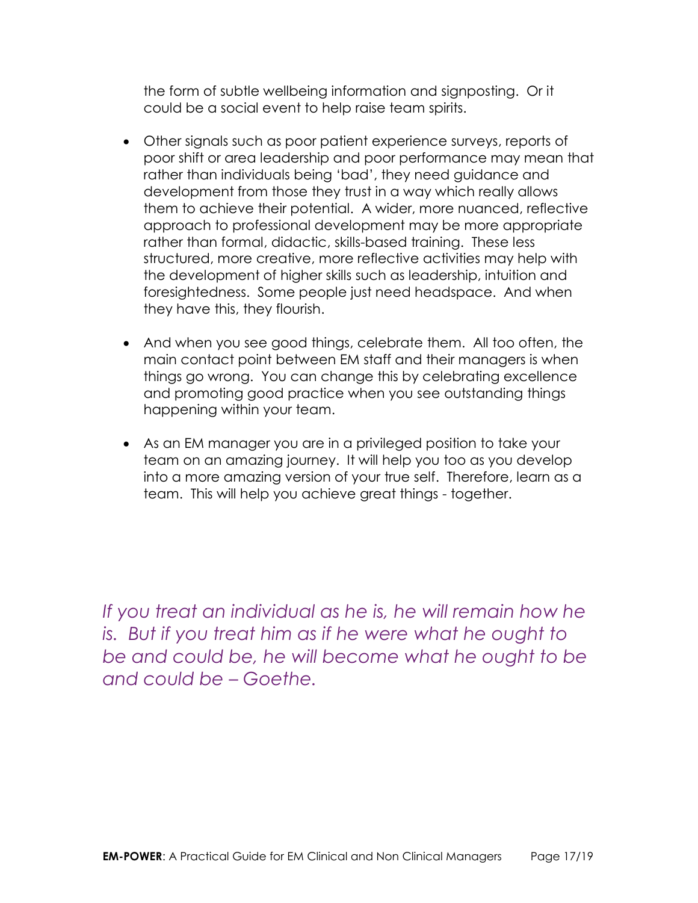the form of subtle wellbeing information and signposting. Or it could be a social event to help raise team spirits.

- Other signals such as poor patient experience surveys, reports of poor shift or area leadership and poor performance may mean that rather than individuals being 'bad', they need guidance and development from those they trust in a way which really allows them to achieve their potential. A wider, more nuanced, reflective approach to professional development may be more appropriate rather than formal, didactic, skills-based training. These less structured, more creative, more reflective activities may help with the development of higher skills such as leadership, intuition and foresightedness. Some people just need headspace. And when they have this, they flourish.

- And when you see good things, celebrate them. All too often, the main contact point between EM staff and their managers is when things go wrong. You can change this by celebrating excellence and promoting good practice when you see outstanding things happening within your team.

- As an EM manager you are in a privileged position to take your team on an amazing journey. It will help you too as you develop into a more amazing version of your true self. Therefore, learn as a team. This will help you achieve great things - together.

*If you treat an individual as he is, he will remain how he is. But if you treat him as if he were what he ought to be and could be, he will become what he ought to be and could be – Goethe.*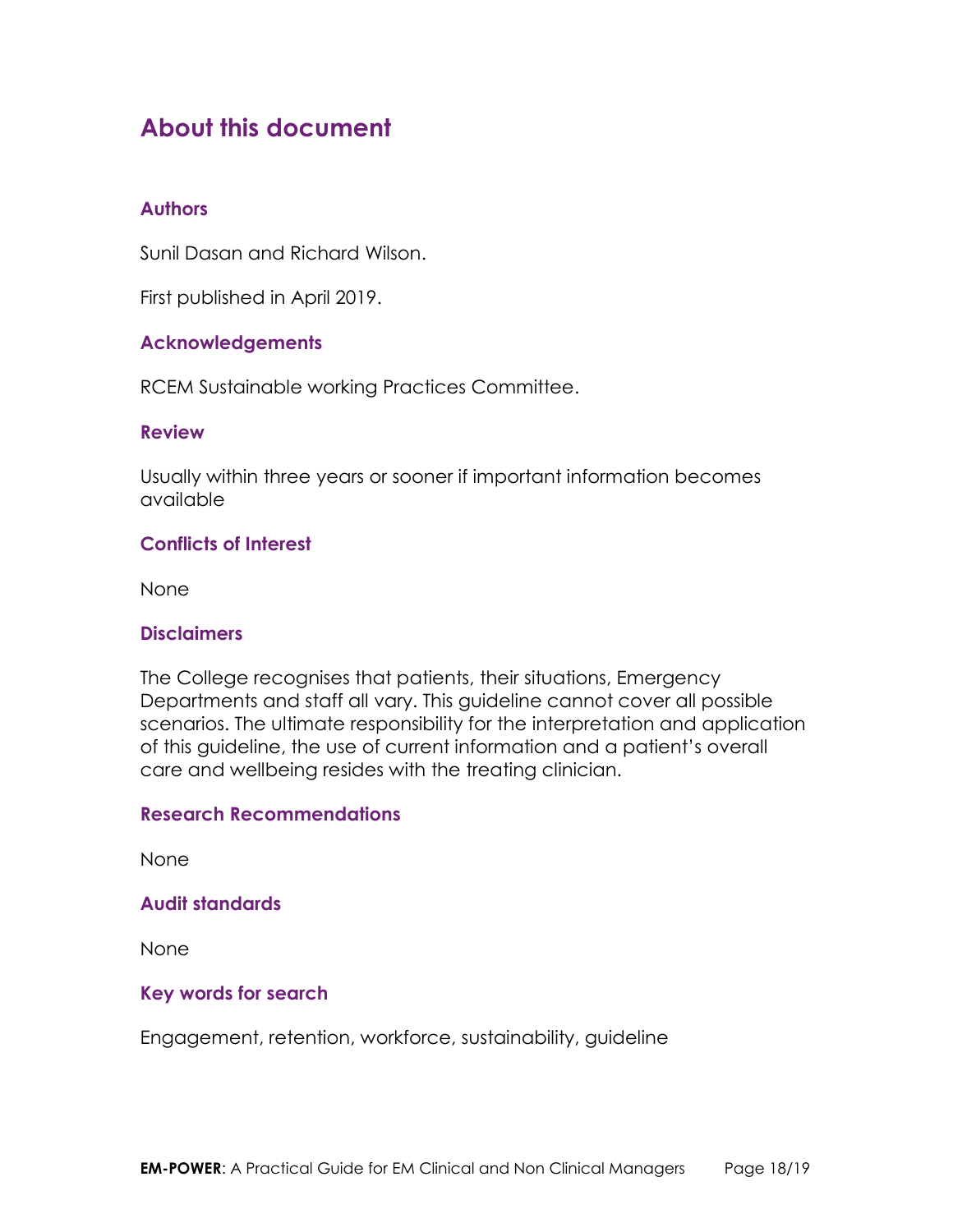# About this document

## Authors

Sunil Dasan and Richard Wilson.

First published in April 2019.

## Acknowledgements

RCEM Sustainable working Practices Committee.

## Review

Usually within three years or sooner if important information becomes available

## Conflicts of Interest

None

## Disclaimers

The College recognises that patients, their situations, Emergency Departments and staff all vary. This guideline cannot cover all possible scenarios. The ultimate responsibility for the interpretation and application of this guideline, the use of current information and a patient's overall care and wellbeing resides with the treating clinician.

## Research Recommendations

None

## Audit standards

None

## Key words for search

Engagement, retention, workforce, sustainability, guideline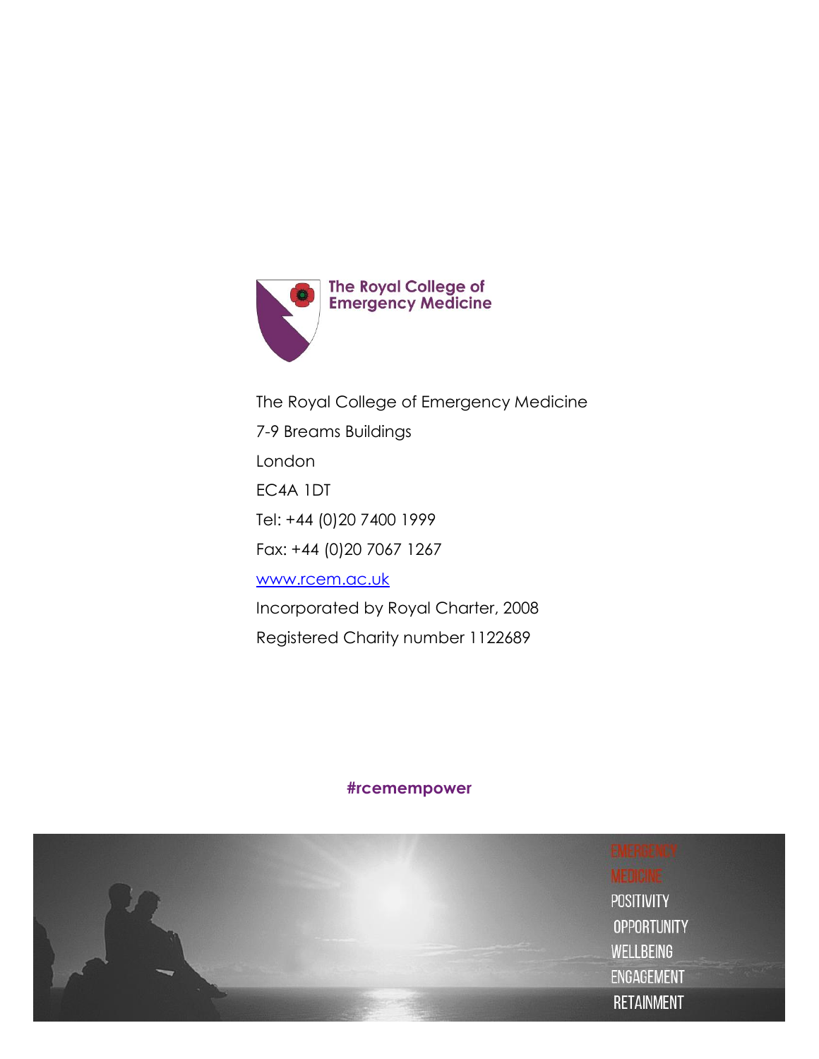The Royal College of Emergency Medicine

The Royal College of Emergency Medicine

7-9 Breams Buildings

London

EC4A 1DT

Tel: +44 (0)20 7400 1999

Fax: +44 (0)20 7067 1267

www.rcem.ac.uk

Incorporated by Royal Charter, 2008

Registered Charity number 1122689

**#rcemempower**

EMERGENCY
MEDICINE
POSITIVITY
OPPORTUNITY
WELLBEING
ENGAGEMENT
RETAINMENT